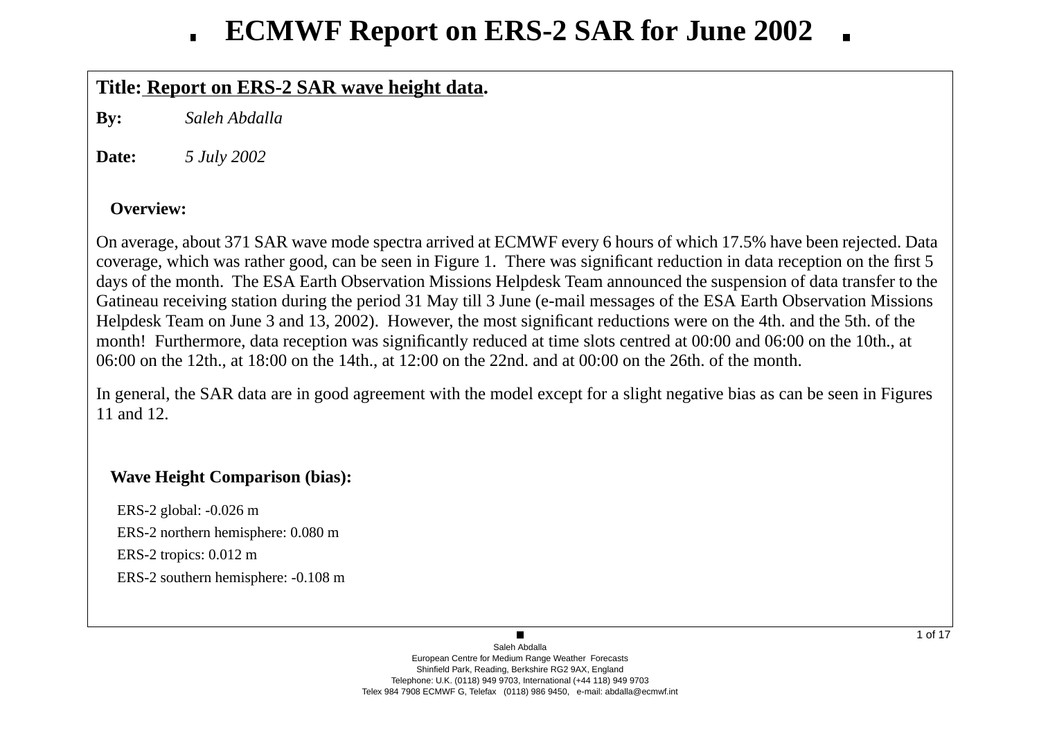# ECMWF Report on ERS-2 SAR for June 2002

**Title: Report on ERS-2 SAR wave height data.**

**By:** *Saleh Abdalla*

**Date:** *5 July 2002*

### Overview:

On average, about 371 SAR wave mode spectra arrived at ECMWF every 6 hours of which 17.5% have been rejected. Data coverage, which was rather good, can be seen in Figure 1. There was significant reduction in data reception on the first 5 days of the month. The ESA Earth Observation Missions Helpdesk Team announced the suspension of data transfer to the Gatineau receiving station during the period 31 May till 3 June (e-mail messages of the ESA Earth Observation Missions Helpdesk Team on June 3 and 13, 2002). However, the most significant reductions were on the 4th. and the 5th. of the month! Furthermore, data reception was significantly reduced at time slots centred at 00:00 and 06:00 on the 10th., at 06:00 on the 12th., at 18:00 on the 14th., at 12:00 on the 22nd. and at 00:00 on the 26th. of the month.

In general, the SAR data are in good agreement with the model except for a slight negative bias as can be seen in Figures 11 and 12.

### Wave Height Comparison (bias):

ERS-2 global: -0.026 m

ERS-2 northern hemisphere: 0.080 m

ERS-2 tropics: 0.012 m

ERS-2 southern hemisphere: -0.108 m

Saleh Abdalla
European Centre for Medium Range Weather Forecasts
Shinfield Park, Reading, Berkshire RG2 9AX, England
Telephone: U.K. (0118) 949 9703, International (+44 118) 949 9703
Telex 984 7908 ECMWF G, Telefax (0118) 986 9450, e-mail: abdalla@ecmwf.int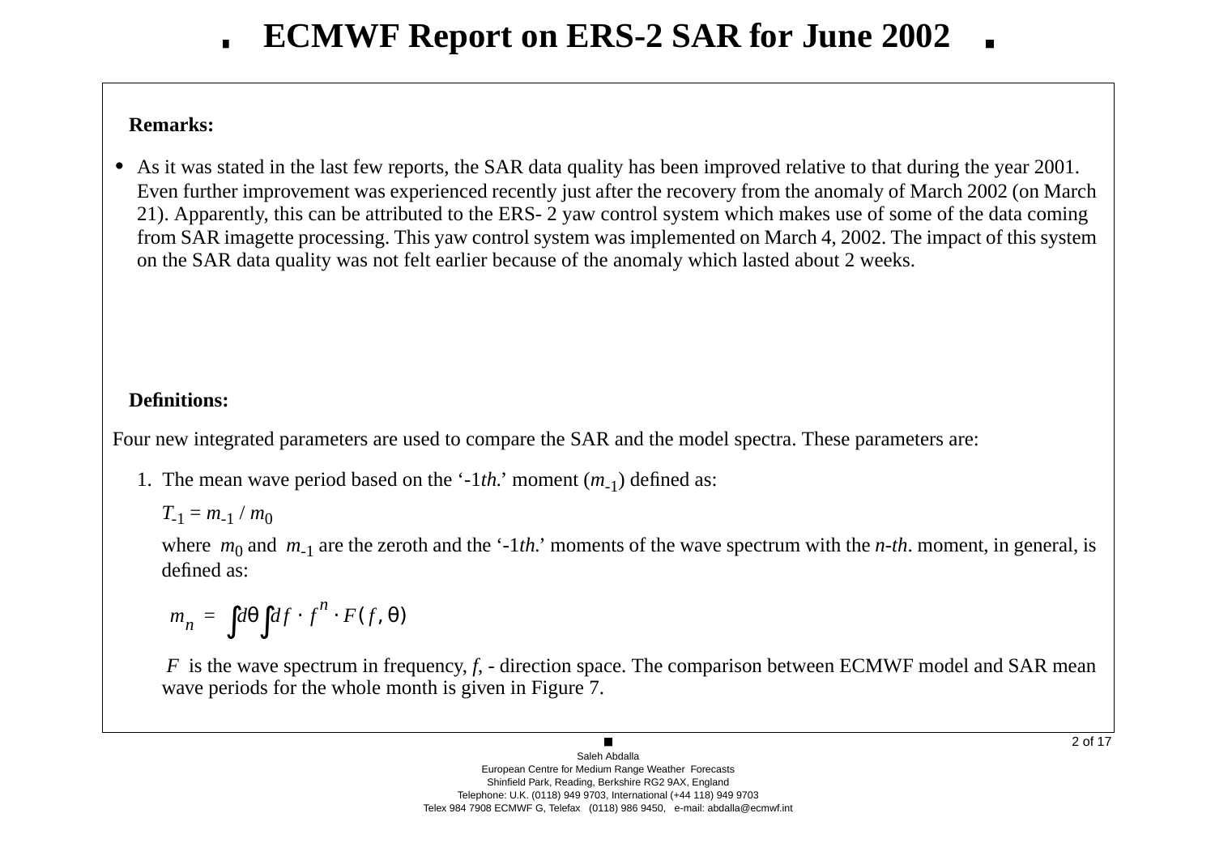# ECMWF Report on ERS-2 SAR for June 2002

**Remarks:**

- As it was stated in the last few reports, the SAR data quality has been improved relative to that during the year 2001. Even further improvement was experienced recently just after the recovery from the anomaly of March 2002 (on March 21). Apparently, this can be attributed to the ERS- 2 yaw control system which makes use of some of the data coming from SAR imagette processing. This yaw control system was implemented on March 4, 2002. The impact of this system on the SAR data quality was not felt earlier because of the anomaly which lasted about 2 weeks.

**Definitions:**

Four new integrated parameters are used to compare the SAR and the model spectra. These parameters are:

1. The mean wave period based on the '-1*th.*' moment ($m_{-1}$) defined as:

   $T_{-1} = m_{-1} / m_0$

   where $m_0$ and $m_{-1}$ are the zeroth and the '-1*th.*' moments of the wave spectrum with the *n-th*. moment, in general, is defined as:

   $$m_n = \int d\theta \int df \cdot f^n \cdot F(f, \theta)$$

   $F$ is the wave spectrum in frequency, $f$, - direction space. The comparison between ECMWF model and SAR mean wave periods for the whole month is given in Figure 7.

Saleh Abdalla
European Centre for Medium Range Weather Forecasts
Shinfield Park, Reading, Berkshire RG2 9AX, England
Telephone: U.K. (0118) 949 9703, International (+44 118) 949 9703
Telex 984 7908 ECMWF G, Telefax (0118) 986 9450, e-mail: abdalla@ecmwf.int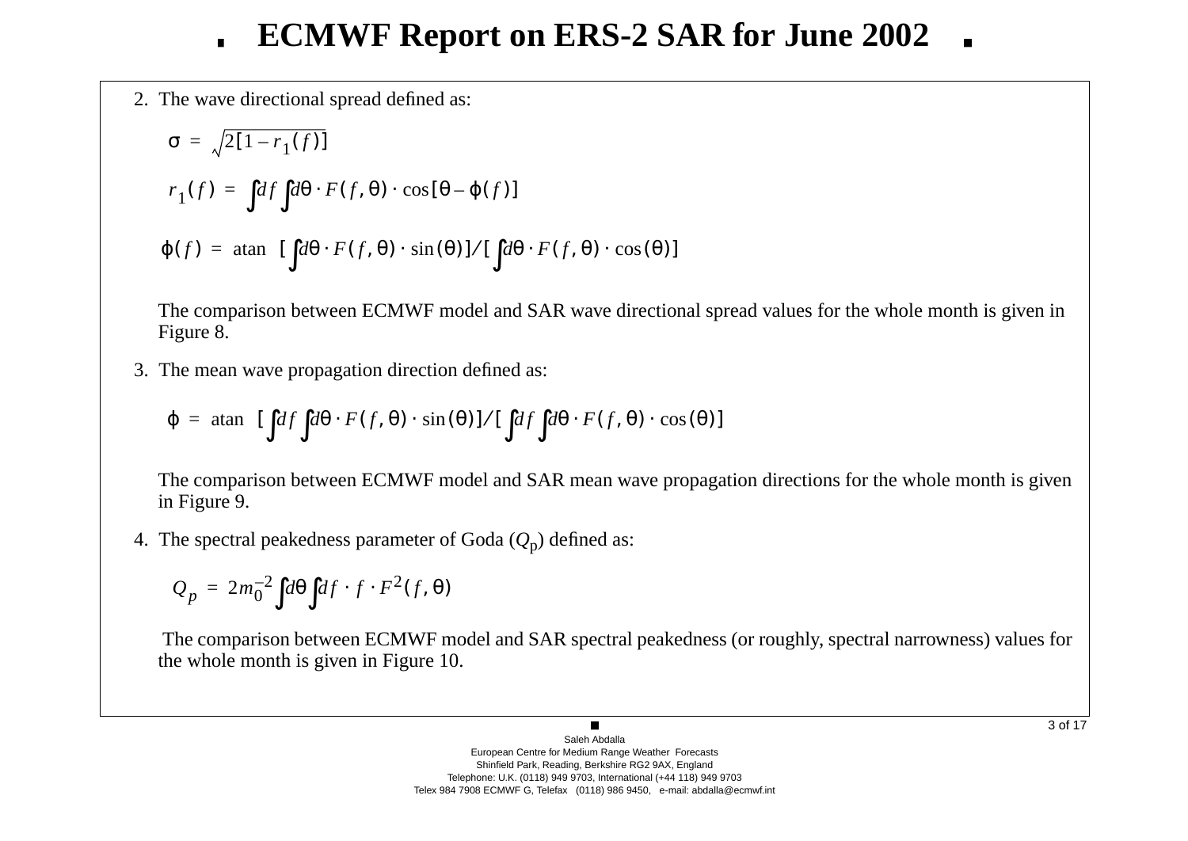2. The wave directional spread defined as:

$$\sigma = \sqrt{2[1 - r_1(f)]}$$

$$r_1(f) = \int df \int d\theta \cdot F(f, \theta) \cdot \cos[\theta - \varphi(f)]$$

$$\varphi(f) = \operatorname{atan} \left[ \int d\theta \cdot F(f, \theta) \cdot \sin(\theta) \right] / \left[ \int d\theta \cdot F(f, \theta) \cdot \cos(\theta) \right]$$

The comparison between ECMWF model and SAR wave directional spread values for the whole month is given in Figure 8.

3. The mean wave propagation direction defined as:

$$\varphi = \operatorname{atan} \left[ \int df \int d\theta \cdot F(f, \theta) \cdot \sin(\theta) \right] / \left[ \int df \int d\theta \cdot F(f, \theta) \cdot \cos(\theta) \right]$$

The comparison between ECMWF model and SAR mean wave propagation directions for the whole month is given in Figure 9.

4. The spectral peakedness parameter of Goda ($Q_p$) defined as:

$$Q_p = 2 m_0^{-2} \int d\theta \int df \cdot f \cdot F^2(f, \theta)$$

The comparison between ECMWF model and SAR spectral peakedness (or roughly, spectral narrowness) values for the whole month is given in Figure 10.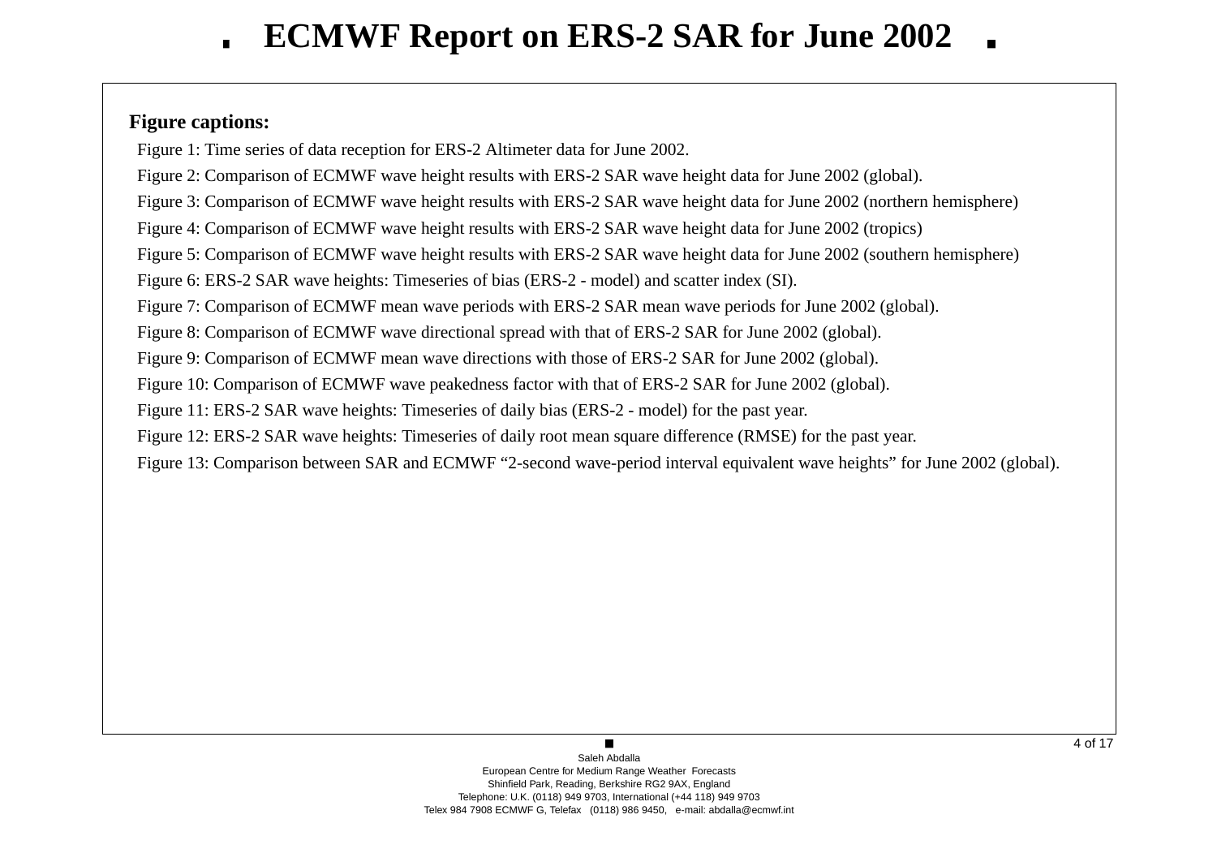**Figure captions:**

Figure 1: Time series of data reception for ERS-2 Altimeter data for June 2002.

Figure 2: Comparison of ECMWF wave height results with ERS-2 SAR wave height data for June 2002 (global).

Figure 3: Comparison of ECMWF wave height results with ERS-2 SAR wave height data for June 2002 (northern hemisphere)

Figure 4: Comparison of ECMWF wave height results with ERS-2 SAR wave height data for June 2002 (tropics)

Figure 5: Comparison of ECMWF wave height results with ERS-2 SAR wave height data for June 2002 (southern hemisphere)

Figure 6: ERS-2 SAR wave heights: Timeseries of bias (ERS-2 - model) and scatter index (SI).

Figure 7: Comparison of ECMWF mean wave periods with ERS-2 SAR mean wave periods for June 2002 (global).

Figure 8: Comparison of ECMWF wave directional spread with that of ERS-2 SAR for June 2002 (global).

Figure 9: Comparison of ECMWF mean wave directions with those of ERS-2 SAR for June 2002 (global).

Figure 10: Comparison of ECMWF wave peakedness factor with that of ERS-2 SAR for June 2002 (global).

Figure 11: ERS-2 SAR wave heights: Timeseries of daily bias (ERS-2 - model) for the past year.

Figure 12: ERS-2 SAR wave heights: Timeseries of daily root mean square difference (RMSE) for the past year.

Figure 13: Comparison between SAR and ECMWF “2-second wave-period interval equivalent wave heights” for June 2002 (global).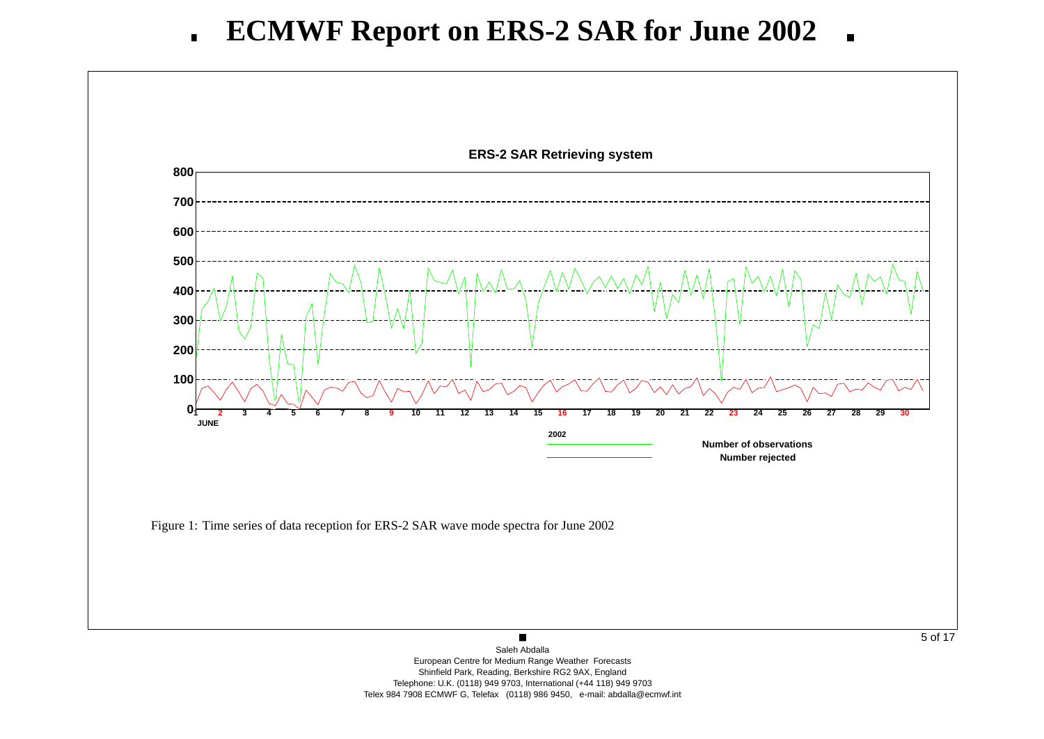# ECMWF Report on ERS-2 SAR for June 2002

ERS-2 SAR Retrieving system

Number of observations

Number rejected

Figure 1: Time series of data reception for ERS-2 SAR wave mode spectra for June 2002

Saleh Abdalla
European Centre for Medium Range Weather Forecasts
Shinfield Park, Reading, Berkshire RG2 9AX, England
Telephone: U.K. (0118) 949 9703, International (+44 118) 949 9703
Telex 984 7908 ECMWF G, Telefax (0118) 986 9450, e-mail: abdalla@ecmwf.int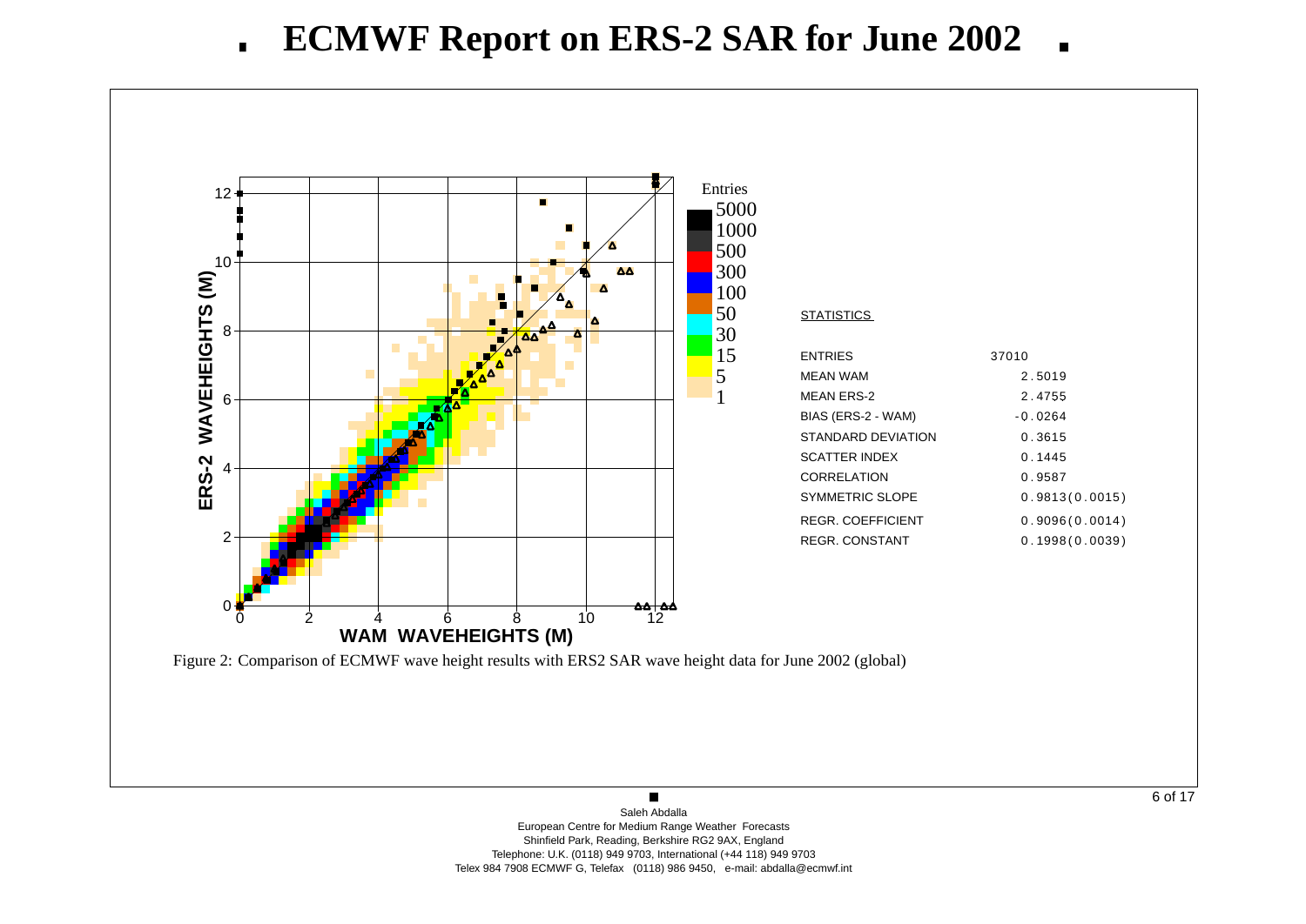# ECMWF Report on ERS-2 SAR for June 2002

| STATISTICS | |
|---|---|
| ENTRIES | 37010 |
| MEAN WAM | 2.5019 |
| MEAN ERS-2 | 2.4755 |
| BIAS (ERS-2 - WAM) | -0.0264 |
| STANDARD DEVIATION | 0.3615 |
| SCATTER INDEX | 0.1445 |
| CORRELATION | 0.9587 |
| SYMMETRIC SLOPE | 0.9813(0.0015) |
| REGR. COEFFICIENT | 0.9096(0.0014) |
| REGR. CONSTANT | 0.1998(0.0039) |

Figure 2: Comparison of ECMWF wave height results with ERS2 SAR wave height data for June 2002 (global)

Saleh Abdalla
European Centre for Medium Range Weather Forecasts
Shinfield Park, Reading, Berkshire RG2 9AX, England
Telephone: U.K. (0118) 949 9703, International (+44 118) 949 9703
Telex 984 7908 ECMWF G, Telefax (0118) 986 9450, e-mail: abdalla@ecmwf.int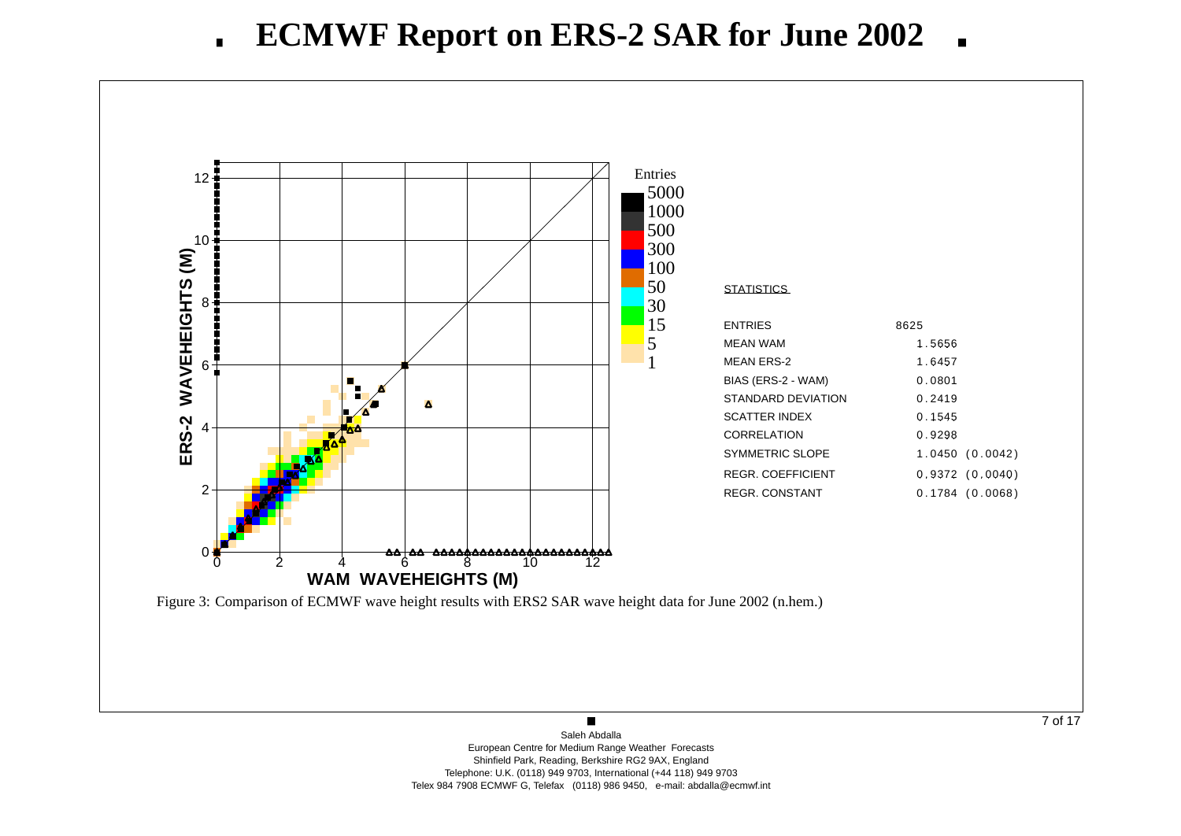# ECMWF Report on ERS-2 SAR for June 2002

**STATISTICS**

| | |
|---|---|
| ENTRIES | 8625 |
| MEAN WAM | 1.5656 |
| MEAN ERS-2 | 1.6457 |
| BIAS (ERS-2 - WAM) | 0.0801 |
| STANDARD DEVIATION | 0.2419 |
| SCATTER INDEX | 0.1545 |
| CORRELATION | 0.9298 |
| SYMMETRIC SLOPE | 1.0450 (0.0042) |
| REGR. COEFFICIENT | 0.9372 (0.0040) |
| REGR. CONSTANT | 0.1784 (0.0068) |

Figure 3: Comparison of ECMWF wave height results with ERS2 SAR wave height data for June 2002 (n.hem.)

Saleh Abdalla
European Centre for Medium Range Weather Forecasts
Shinfield Park, Reading, Berkshire RG2 9AX, England
Telephone: U.K. (0118) 949 9703, International (+44 118) 949 9703
Telex 984 7908 ECMWF G, Telefax (0118) 986 9450, e-mail: abdalla@ecmwf.int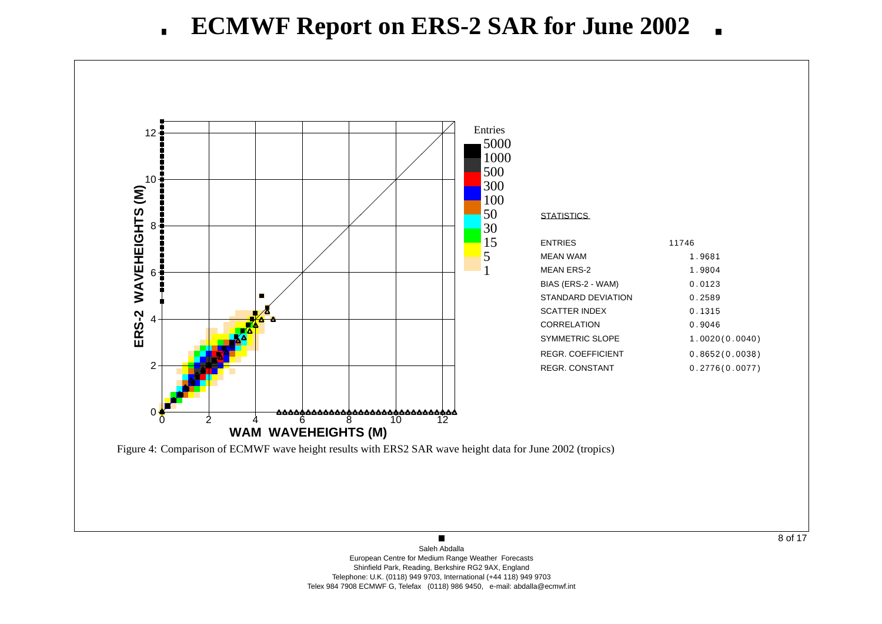# ECMWF Report on ERS-2 SAR for June 2002

| STATISTICS | |
|---|---|
| ENTRIES | 11746 |
| MEAN WAM | 1.9681 |
| MEAN ERS-2 | 1.9804 |
| BIAS (ERS-2 - WAM) | 0.0123 |
| STANDARD DEVIATION | 0.2589 |
| SCATTER INDEX | 0.1315 |
| CORRELATION | 0.9046 |
| SYMMETRIC SLOPE | 1.0020(0.0040) |
| REGR. COEFFICIENT | 0.8652(0.0038) |
| REGR. CONSTANT | 0.2776(0.0077) |

Figure 4: Comparison of ECMWF wave height results with ERS2 SAR wave height data for June 2002 (tropics)

Saleh Abdalla
European Centre for Medium Range Weather Forecasts
Shinfield Park, Reading, Berkshire RG2 9AX, England
Telephone: U.K. (0118) 949 9703, International (+44 118) 949 9703
Telex 984 7908 ECMWF G, Telefax (0118) 986 9450, e-mail: abdalla@ecmwf.int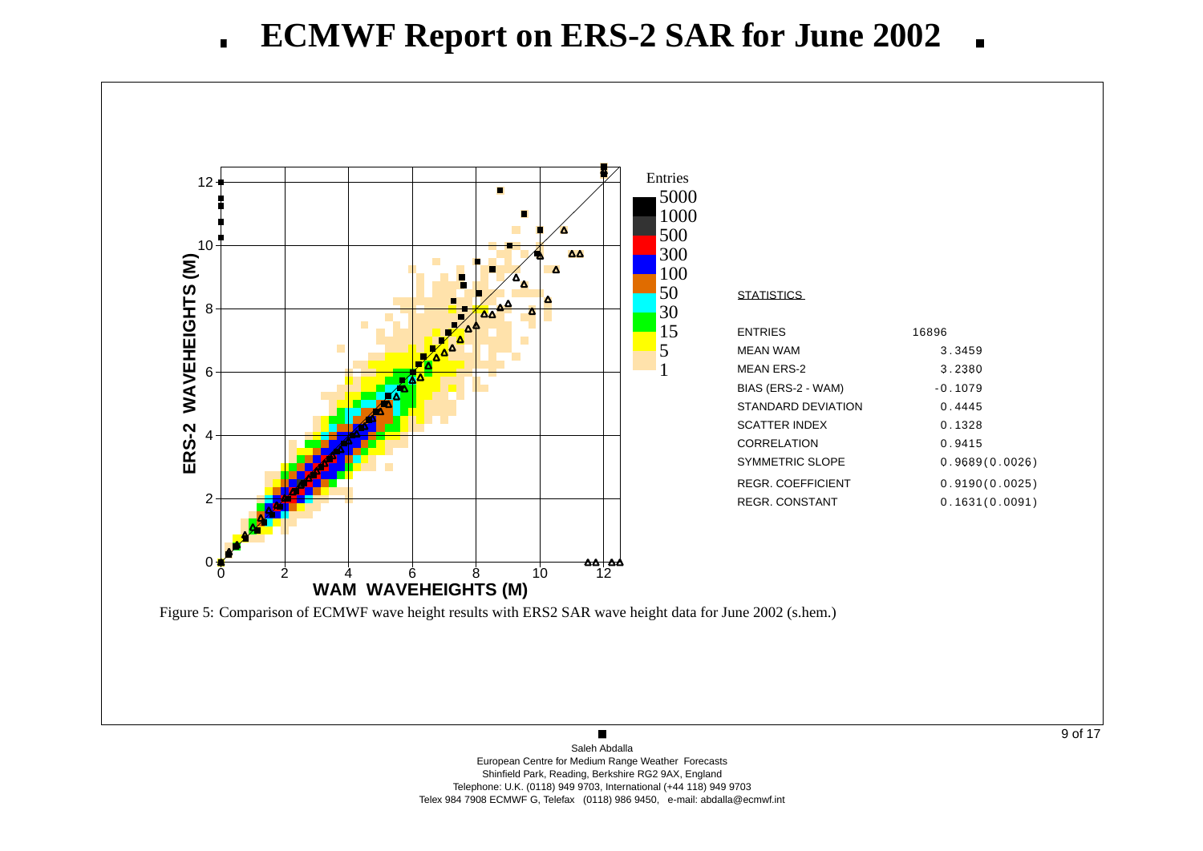# ECMWF Report on ERS-2 SAR for June 2002

STATISTICS

| | |
|---|---|
| ENTRIES | 16896 |
| MEAN WAM | 3.3459 |
| MEAN ERS-2 | 3.2380 |
| BIAS (ERS-2 - WAM) | -0.1079 |
| STANDARD DEVIATION | 0.4445 |
| SCATTER INDEX | 0.1328 |
| CORRELATION | 0.9415 |
| SYMMETRIC SLOPE | 0.9689(0.0026) |
| REGR. COEFFICIENT | 0.9190(0.0025) |
| REGR. CONSTANT | 0.1631(0.0091) |

Figure 5: Comparison of ECMWF wave height results with ERS2 SAR wave height data for June 2002 (s.hem.)

Saleh Abdalla
European Centre for Medium Range Weather Forecasts
Shinfield Park, Reading, Berkshire RG2 9AX, England
Telephone: U.K. (0118) 949 9703, International (+44 118) 949 9703
Telex 984 7908 ECMWF G, Telefax (0118) 986 9450, e-mail: abdalla@ecmwf.int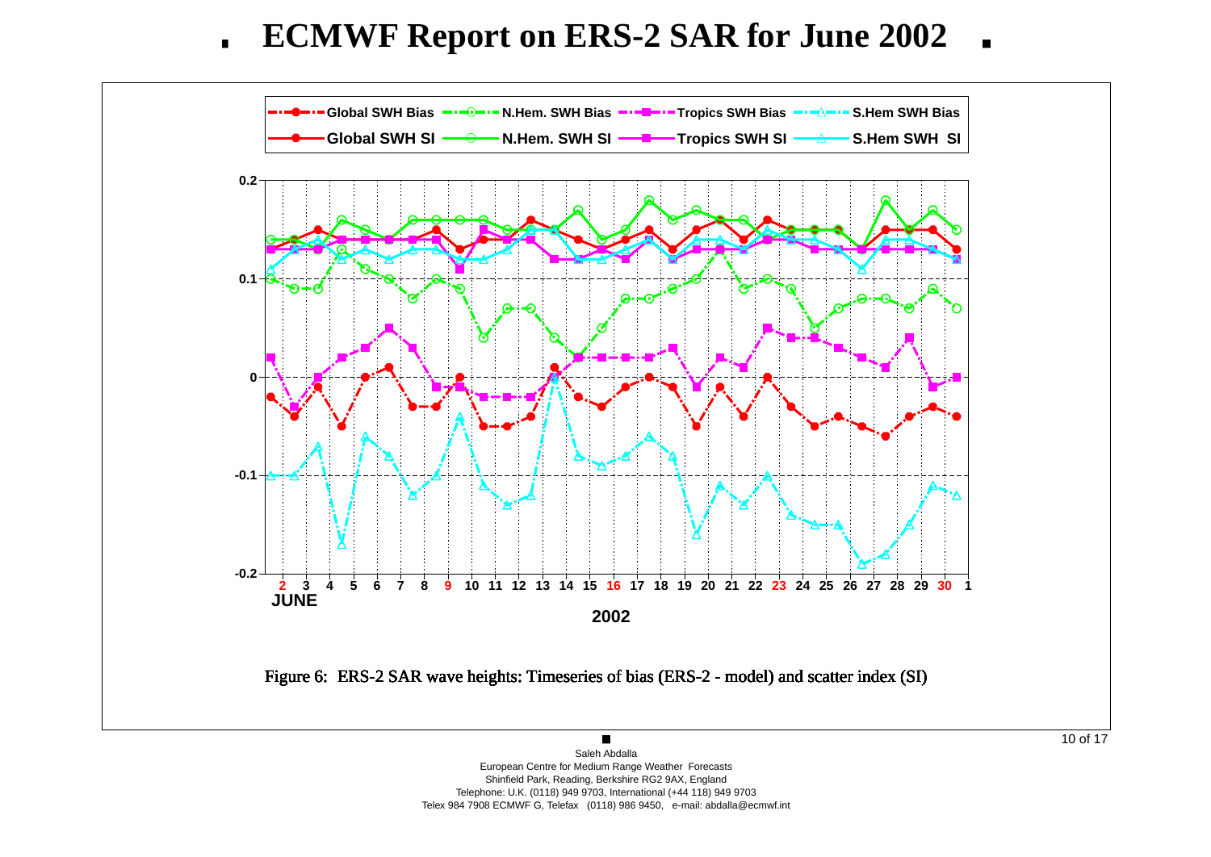# ECMWF Report on ERS-2 SAR for June 2002

Figure 6: ERS-2 SAR wave heights: Timeseries of bias (ERS-2 - model) and scatter index (SI)

Saleh Abdalla
European Centre for Medium Range Weather Forecasts
Shinfield Park, Reading, Berkshire RG2 9AX, England
Telephone: U.K. (0118) 949 9703, International (+44 118) 949 9703
Telex 984 7908 ECMWF G, Telefax (0118) 986 9450, e-mail: abdalla@ecmwf.int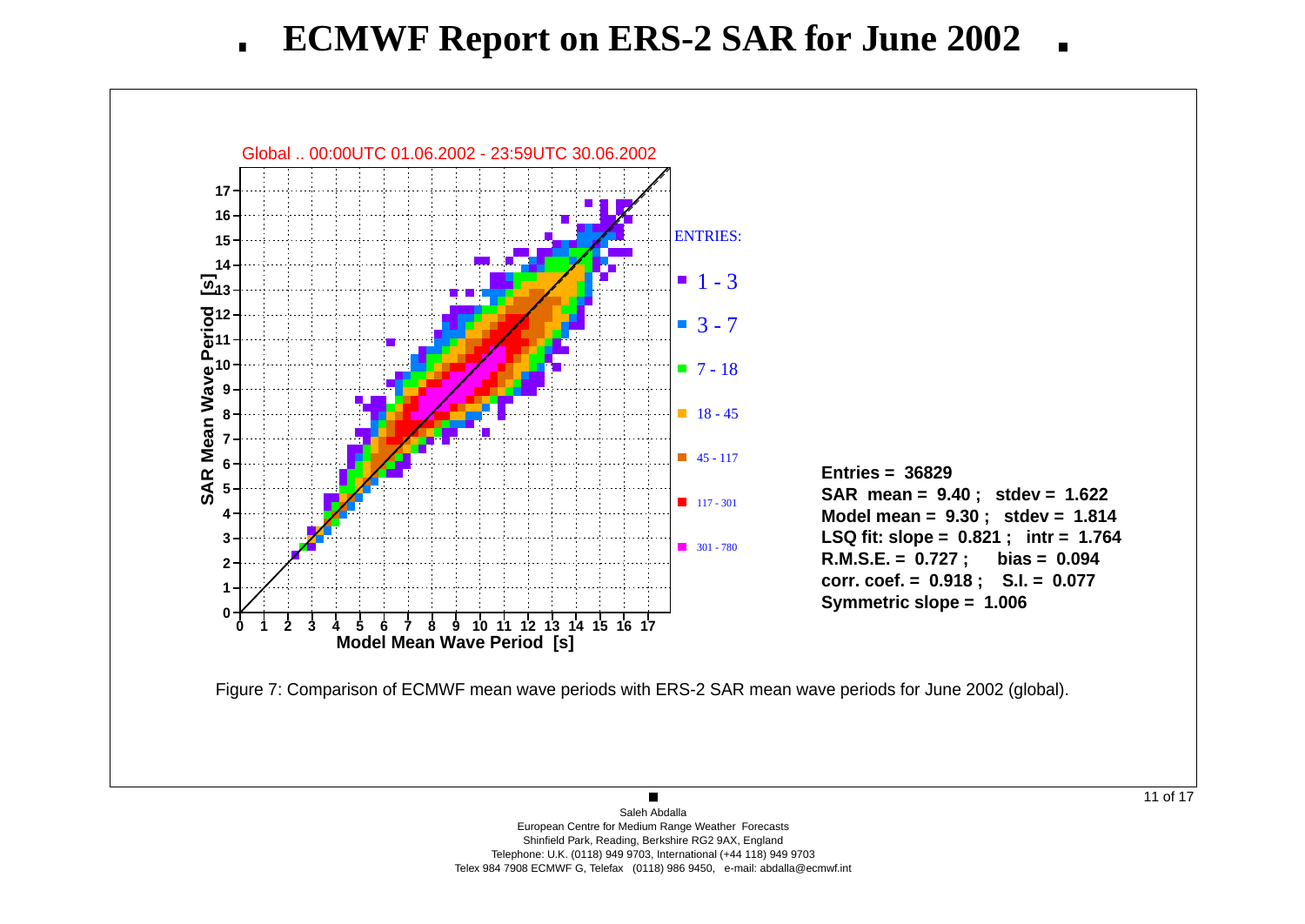# ECMWF Report on ERS-2 SAR for June 2002

Global .. 00:00UTC 01.06.2002 - 23:59UTC 30.06.2002

ENTRIES:

- 1 - 3
- 3 - 7
- 7 - 18
- 18 - 45
- 45 - 117
- 117 - 301
- 301 - 780

**Entries = 36829**
**SAR mean = 9.40 ; stdev = 1.622**
**Model mean = 9.30 ; stdev = 1.814**
**LSQ fit: slope = 0.821 ; intr = 1.764**
**R.M.S.E. = 0.727 ; bias = 0.094**
**corr. coef. = 0.918 ; S.I. = 0.077**
**Symmetric slope = 1.006**

**Model Mean Wave Period [s]**

**SAR Mean Wave Period [s]**

Figure 7: Comparison of ECMWF mean wave periods with ERS-2 SAR mean wave periods for June 2002 (global).

Saleh Abdalla
European Centre for Medium Range Weather Forecasts
Shinfield Park, Reading, Berkshire RG2 9AX, England
Telephone: U.K. (0118) 949 9703, International (+44 118) 949 9703
Telex 984 7908 ECMWF G, Telefax (0118) 986 9450, e-mail: abdalla@ecmwf.int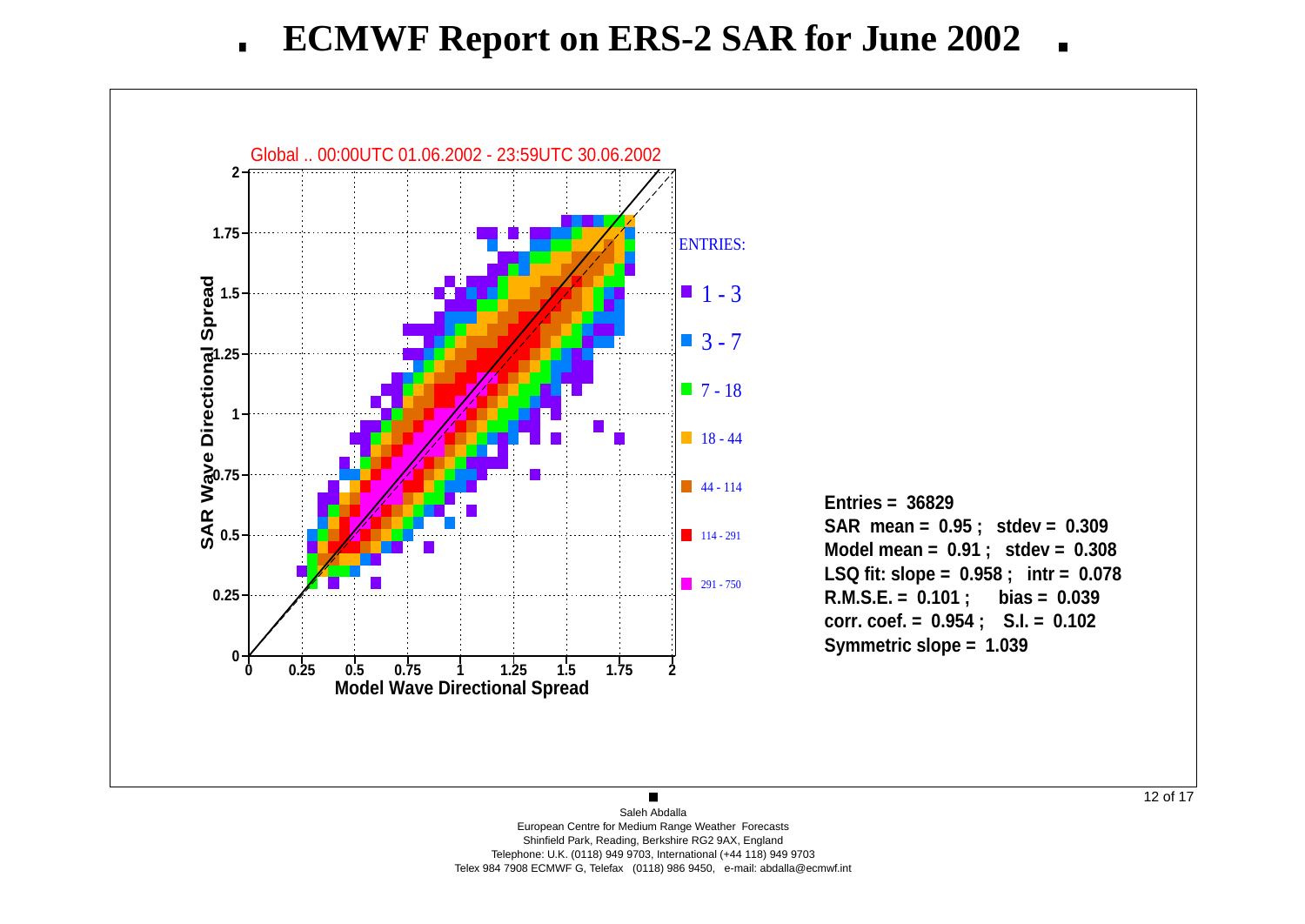# ECMWF Report on ERS-2 SAR for June 2002

Global .. 00:00UTC 01.06.2002 - 23:59UTC 30.06.2002

ENTRIES:

- 1 - 3
- 3 - 7
- 7 - 18
- 18 - 44
- 44 - 114
- 114 - 291
- 291 - 750

**Entries = 36829**
**SAR mean = 0.95 ; stdev = 0.309**
**Model mean = 0.91 ; stdev = 0.308**
**LSQ fit: slope = 0.958 ; intr = 0.078**
**R.M.S.E. = 0.101 ; bias = 0.039**
**corr. coef. = 0.954 ; S.I. = 0.102**
**Symmetric slope = 1.039**

Model Wave Directional Spread

SAR Wave Directional Spread

Saleh Abdalla
European Centre for Medium Range Weather Forecasts
Shinfield Park, Reading, Berkshire RG2 9AX, England
Telephone: U.K. (0118) 949 9703, International (+44 118) 949 9703
Telex 984 7908 ECMWF G, Telefax (0118) 986 9450, e-mail: abdalla@ecmwf.int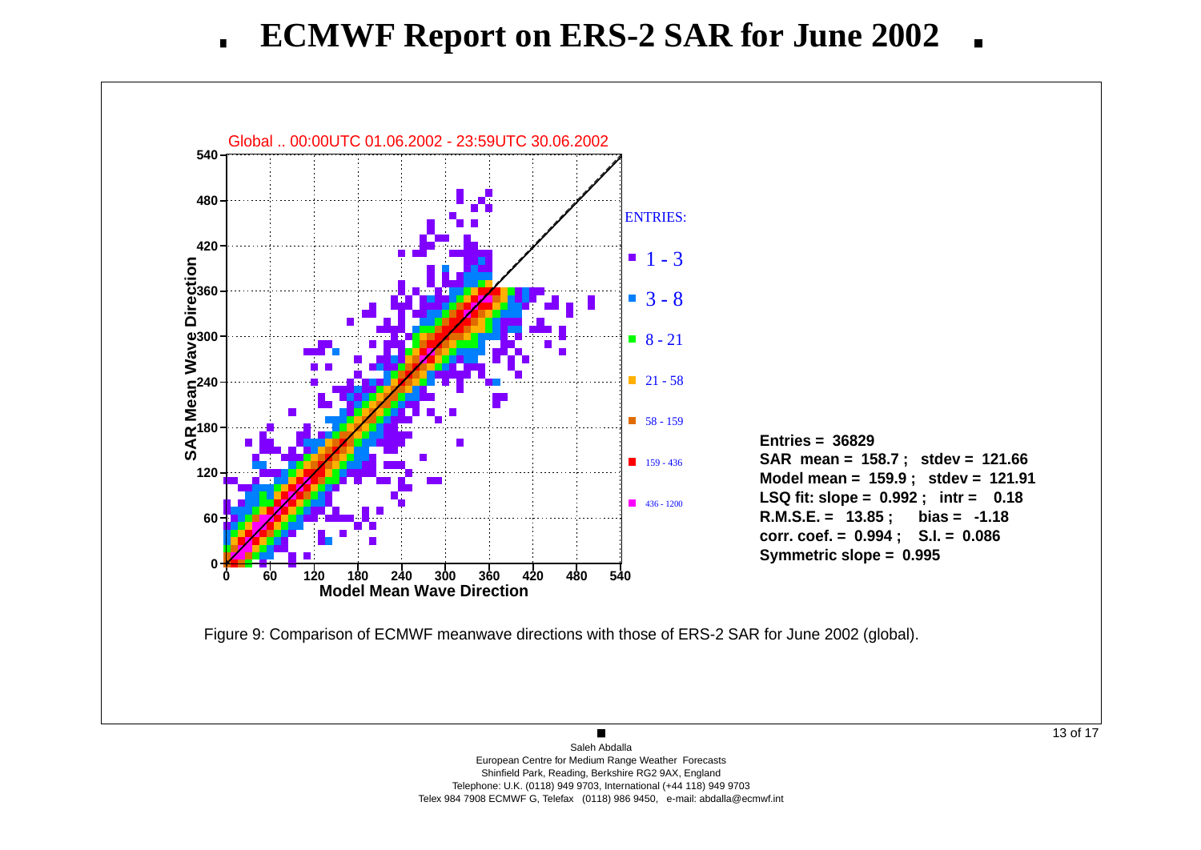# ECMWF Report on ERS-2 SAR for June 2002

Global .. 00:00UTC 01.06.2002 - 23:59UTC 30.06.2002

ENTRIES:

- 1 - 3
- 3 - 8
- 8 - 21
- 21 - 58
- 58 - 159
- 159 - 436
- 436 - 1200

**Entries = 36829**
**SAR mean = 158.7 ; stdev = 121.66**
**Model mean = 159.9 ; stdev = 121.91**
**LSQ fit: slope = 0.992 ; intr = 0.18**
**R.M.S.E. = 13.85 ; bias = -1.18**
**corr. coef. = 0.994 ; S.I. = 0.086**
**Symmetric slope = 0.995**

Figure 9: Comparison of ECMWF meanwave directions with those of ERS-2 SAR for June 2002 (global).

Saleh Abdalla
European Centre for Medium Range Weather Forecasts
Shinfield Park, Reading, Berkshire RG2 9AX, England
Telephone: U.K. (0118) 949 9703, International (+44 118) 949 9703
Telex 984 7908 ECMWF G, Telefax (0118) 986 9450, e-mail: abdalla@ecmwf.int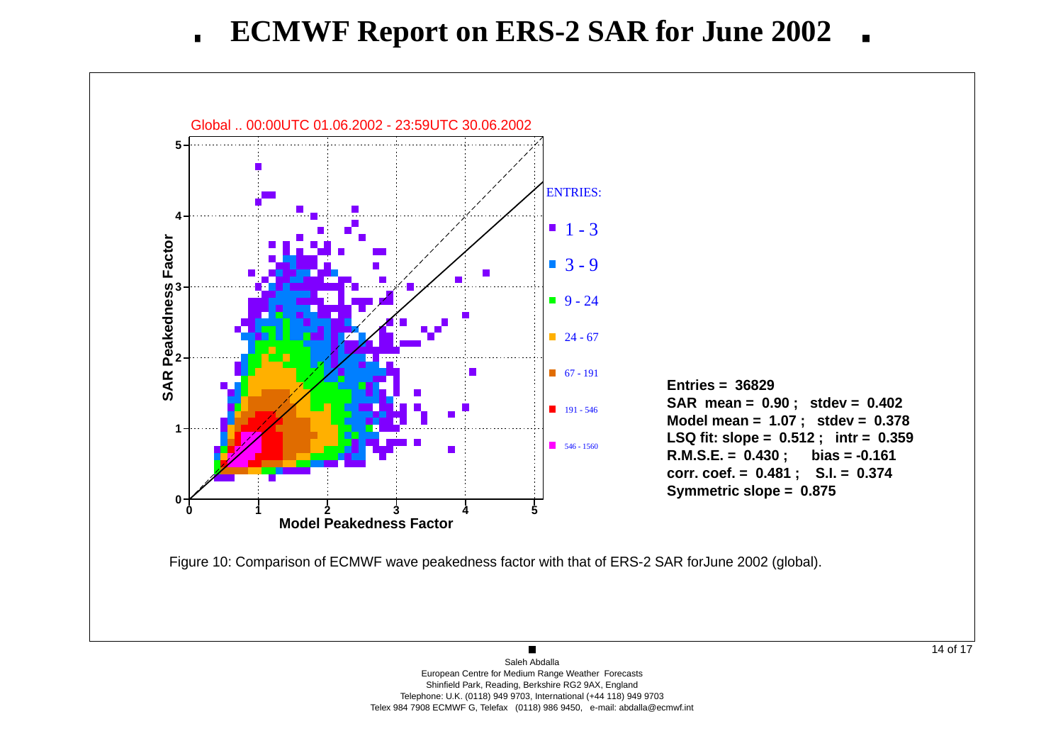# ECMWF Report on ERS-2 SAR for June 2002

Global .. 00:00UTC 01.06.2002 - 23:59UTC 30.06.2002

ENTRIES:

- 1 - 3
- 3 - 9
- 9 - 24
- 24 - 67
- 67 - 191
- 191 - 546
- 546 - 1560

**Entries = 36829**
**SAR mean = 0.90 ; stdev = 0.402**
**Model mean = 1.07 ; stdev = 0.378**
**LSQ fit: slope = 0.512 ; intr = 0.359**
**R.M.S.E. = 0.430 ; bias = -0.161**
**corr. coef. = 0.481 ; S.I. = 0.374**
**Symmetric slope = 0.875**

Figure 10: Comparison of ECMWF wave peakedness factor with that of ERS-2 SAR forJune 2002 (global).

Saleh Abdalla
European Centre for Medium Range Weather Forecasts
Shinfield Park, Reading, Berkshire RG2 9AX, England
Telephone: U.K. (0118) 949 9703, International (+44 118) 949 9703
Telex 984 7908 ECMWF G, Telefax (0118) 986 9450, e-mail: abdalla@ecmwf.int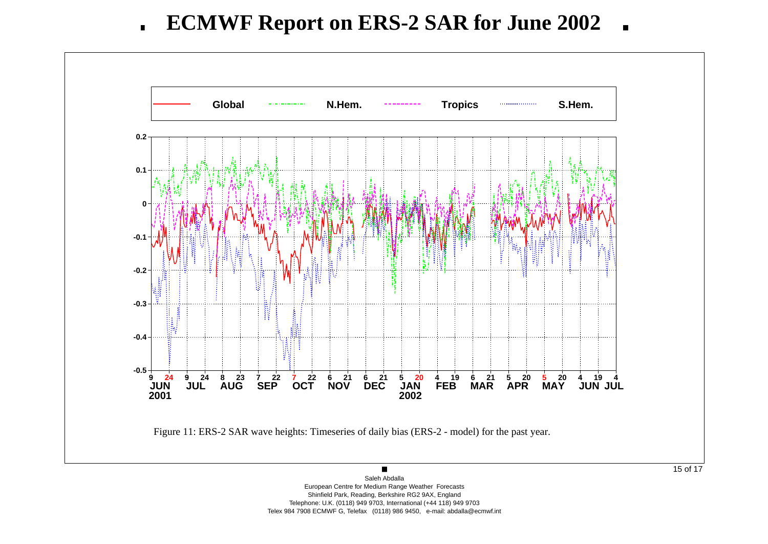# ECMWF Report on ERS-2 SAR for June 2002

Figure 11: ERS-2 SAR wave heights: Timeseries of daily bias (ERS-2 - model) for the past year.

Saleh Abdalla
European Centre for Medium Range Weather Forecasts
Shinfield Park, Reading, Berkshire RG2 9AX, England
Telephone: U.K. (0118) 949 9703, International (+44 118) 949 9703
Telex 984 7908 ECMWF G, Telefax (0118) 986 9450, e-mail: abdalla@ecmwf.int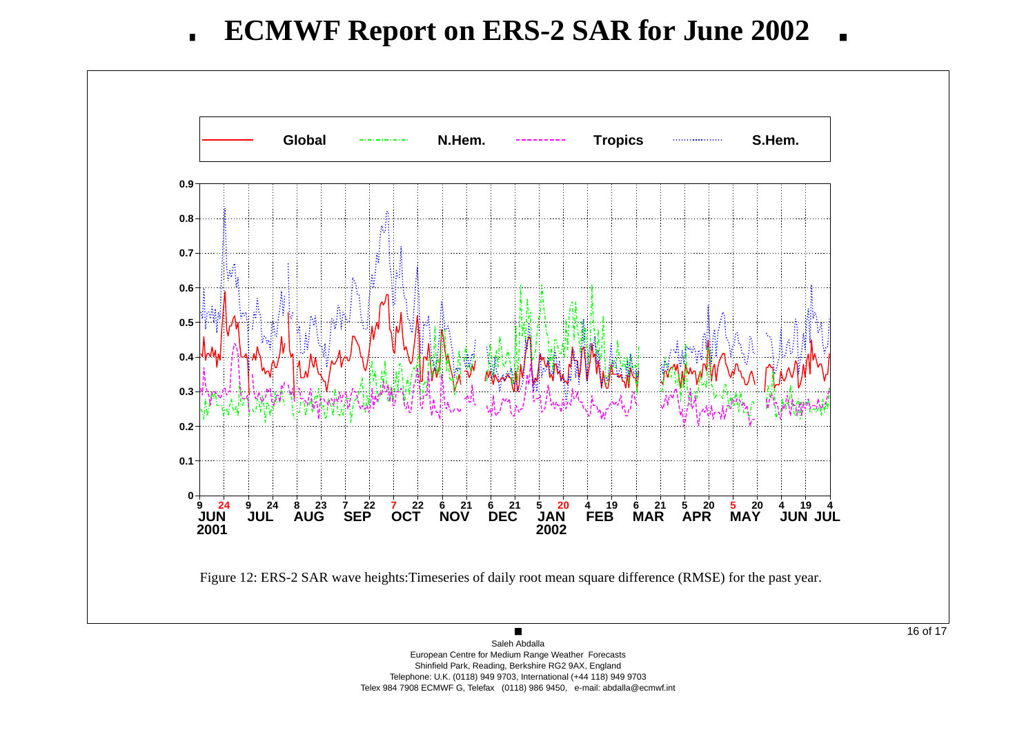# ECMWF Report on ERS-2 SAR for June 2002

Figure 12: ERS-2 SAR wave heights:Timeseries of daily root mean square difference (RMSE) for the past year.

Saleh Abdalla
European Centre for Medium Range Weather Forecasts
Shinfield Park, Reading, Berkshire RG2 9AX, England
Telephone: U.K. (0118) 949 9703, International (+44 118) 949 9703
Telex 984 7908 ECMWF G, Telefax (0118) 986 9450, e-mail: abdalla@ecmwf.int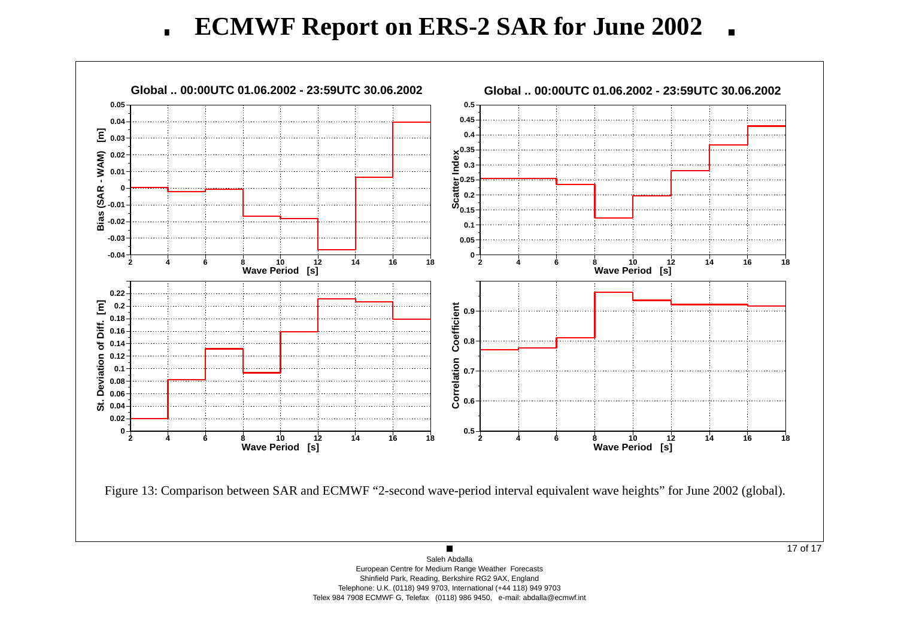# ECMWF Report on ERS-2 SAR for June 2002

Global .. 00:00UTC 01.06.2002 - 23:59UTC 30.06.2002

Bias (SAR - WAM) [m]

0.05
0.04
0.03
0.02
0.01
0
-0.01
-0.02
-0.03
-0.04

2 4 6 8 10 12 14 16 18

Wave Period [s]

Global .. 00:00UTC 01.06.2002 - 23:59UTC 30.06.2002

Scatter Index

0.5
0.45
0.4
0.35
0.3
0.25
0.2
0.15
0.1
0.05
0

2 4 6 8 10 12 14 16 18

Wave Period [s]

St. Deviation of Diff. [m]

0.22
0.2
0.18
0.16
0.14
0.12
0.1
0.08
0.06
0.04
0.02
0

2 4 6 8 10 12 14 16 18

Wave Period [s]

Correlation Coefficient

0.9
0.8
0.7
0.6
0.5

2 4 6 8 10 12 14 16 18

Wave Period [s]

Figure 13: Comparison between SAR and ECMWF "2-second wave-period interval equivalent wave heights" for June 2002 (global).

Saleh Abdalla
European Centre for Medium Range Weather Forecasts
Shinfield Park, Reading, Berkshire RG2 9AX, England
Telephone: U.K. (0118) 949 9703, International (+44 118) 949 9703
Telex 984 7908 ECMWF G, Telefax (0118) 986 9450, e-mail: abdalla@ecmwf.int